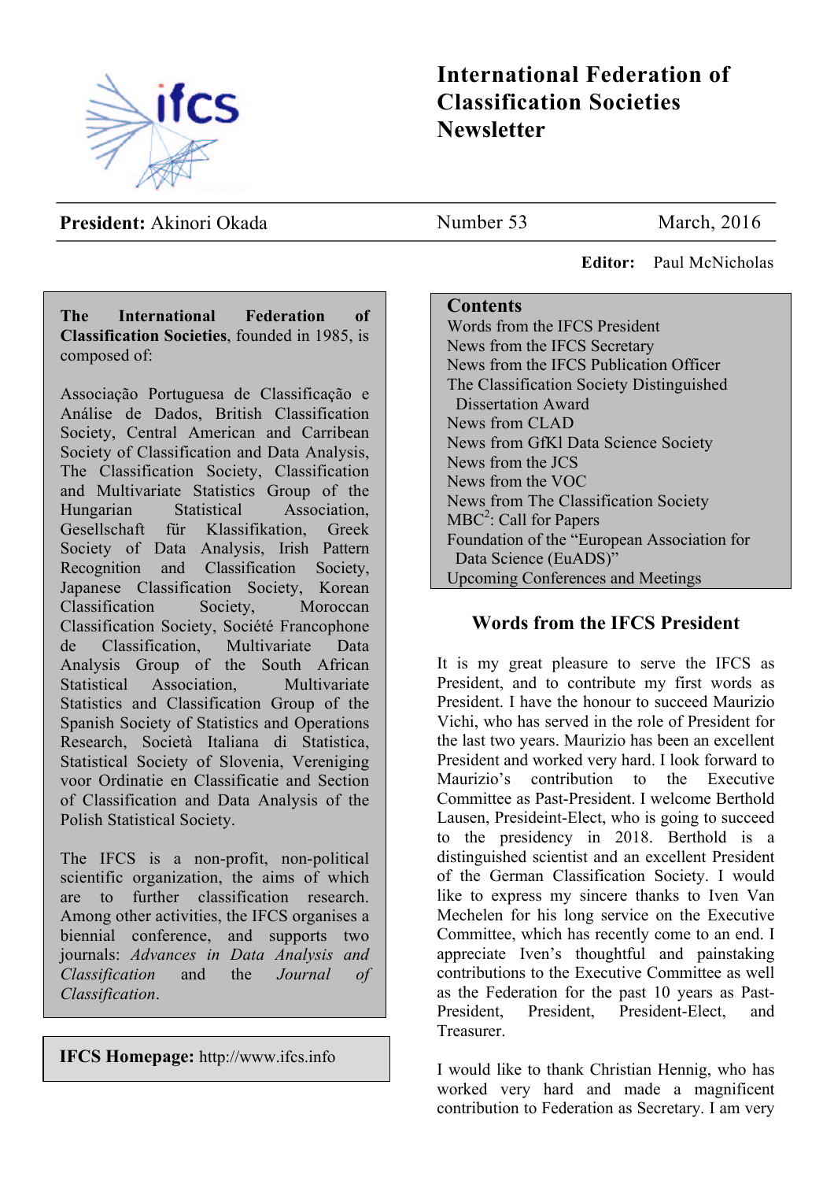# International Federation of Classification Societies Newsletter

**President:** Akinori Okada | Number 53 | March, 2016

**Editor:** Paul McNicholas

**The International Federation of Classification Societies**, founded in 1985, is composed of:

Associação Portuguesa de Classificação e Análise de Dados, British Classification Society, Central American and Carribean Society of Classification and Data Analysis, The Classification Society, Classification and Multivariate Statistics Group of the Hungarian Statistical Association, Gesellschaft für Klassifikation, Greek Society of Data Analysis, Irish Pattern Recognition and Classification Society, Japanese Classification Society, Korean Classification Society, Moroccan Classification Society, Société Francophone de Classification, Multivariate Data Analysis Group of the South African Statistical Association, Multivariate Statistics and Classification Group of the Spanish Society of Statistics and Operations Research, Società Italiana di Statistica, Statistical Society of Slovenia, Vereniging voor Ordinatie en Classificatie and Section of Classification and Data Analysis of the Polish Statistical Society.

The IFCS is a non-profit, non-political scientific organization, the aims of which are to further classification research. Among other activities, the IFCS organises a biennial conference, and supports two journals: *Advances in Data Analysis and Classification* and the *Journal of Classification*.

**IFCS Homepage:** http://www.ifcs.info

## Contents

- Words from the IFCS President
- News from the IFCS Secretary
- News from the IFCS Publication Officer
- The Classification Society Distinguished Dissertation Award
- News from CLAD
- News from GfKl Data Science Society
- News from the JCS
- News from the VOC
- News from The Classification Society
- MBC$^2$: Call for Papers
- Foundation of the "European Association for Data Science (EuADS)"
- Upcoming Conferences and Meetings

## Words from the IFCS President

It is my great pleasure to serve the IFCS as President, and to contribute my first words as President. I have the honour to succeed Maurizio Vichi, who has served in the role of President for the last two years. Maurizio has been an excellent President and worked very hard. I look forward to Maurizio's contribution to the Executive Committee as Past-President. I welcome Berthold Lausen, Presideint-Elect, who is going to succeed to the presidency in 2018. Berthold is a distinguished scientist and an excellent President of the German Classification Society. I would like to express my sincere thanks to Iven Van Mechelen for his long service on the Executive Committee, which has recently come to an end. I appreciate Iven's thoughtful and painstaking contributions to the Executive Committee as well as the Federation for the past 10 years as Past-President, President, President-Elect, and Treasurer.

I would like to thank Christian Hennig, who has worked very hard and made a magnificent contribution to Federation as Secretary. I am very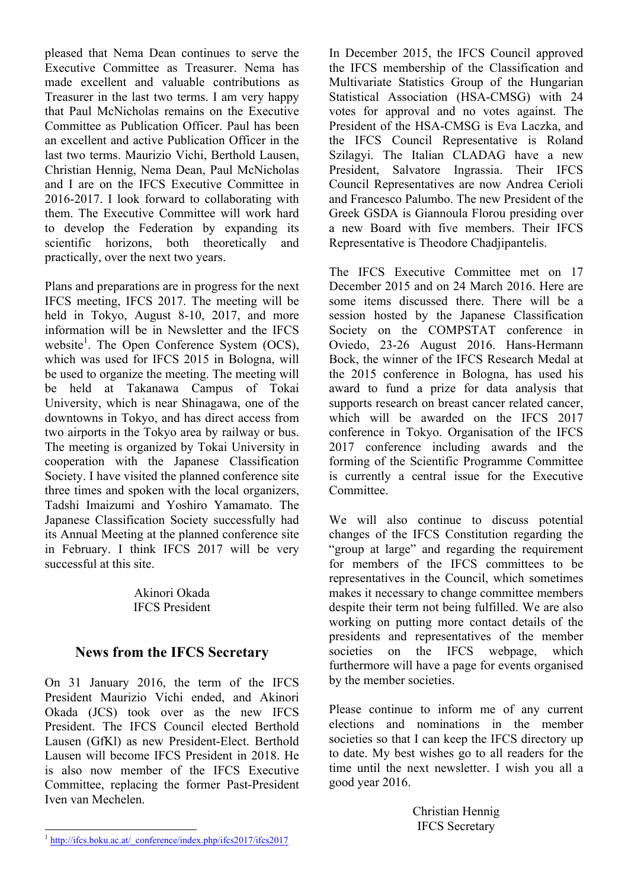pleased that Nema Dean continues to serve the Executive Committee as Treasurer. Nema has made excellent and valuable contributions as Treasurer in the last two terms. I am very happy that Paul McNicholas remains on the Executive Committee as Publication Officer. Paul has been an excellent and active Publication Officer in the last two terms. Maurizio Vichi, Berthold Lausen, Christian Hennig, Nema Dean, Paul McNicholas and I are on the IFCS Executive Committee in 2016-2017. I look forward to collaborating with them. The Executive Committee will work hard to develop the Federation by expanding its scientific horizons, both theoretically and practically, over the next two years.

Plans and preparations are in progress for the next IFCS meeting, IFCS 2017. The meeting will be held in Tokyo, August 8-10, 2017, and more information will be in Newsletter and the IFCS website[1]. The Open Conference System (OCS), which was used for IFCS 2015 in Bologna, will be used to organize the meeting. The meeting will be held at Takanawa Campus of Tokai University, which is near Shinagawa, one of the downtowns in Tokyo, and has direct access from two airports in the Tokyo area by railway or bus. The meeting is organized by Tokai University in cooperation with the Japanese Classification Society. I have visited the planned conference site three times and spoken with the local organizers, Tadshi Imaizumi and Yoshiro Yamamato. The Japanese Classification Society successfully had its Annual Meeting at the planned conference site in February. I think IFCS 2017 will be very successful at this site.

Akinori Okada
IFCS President

## News from the IFCS Secretary

On 31 January 2016, the term of the IFCS President Maurizio Vichi ended, and Akinori Okada (JCS) took over as the new IFCS President. The IFCS Council elected Berthold Lausen (GfKl) as new President-Elect. Berthold Lausen will become IFCS President in 2018. He is also now member of the IFCS Executive Committee, replacing the former Past-President Iven van Mechelen.

In December 2015, the IFCS Council approved the IFCS membership of the Classification and Multivariate Statistics Group of the Hungarian Statistical Association (HSA-CMSG) with 24 votes for approval and no votes against. The President of the HSA-CMSG is Eva Laczka, and the IFCS Council Representative is Roland Szilagyi. The Italian CLADAG have a new President, Salvatore Ingrassia. Their IFCS Council Representatives are now Andrea Cerioli and Francesco Palumbo. The new President of the Greek GSDA is Giannoula Florou presiding over a new Board with five members. Their IFCS Representative is Theodore Chadjipantelis.

The IFCS Executive Committee met on 17 December 2015 and on 24 March 2016. Here are some items discussed there. There will be a session hosted by the Japanese Classification Society on the COMPSTAT conference in Oviedo, 23-26 August 2016. Hans-Hermann Bock, the winner of the IFCS Research Medal at the 2015 conference in Bologna, has used his award to fund a prize for data analysis that supports research on breast cancer related cancer, which will be awarded on the IFCS 2017 conference in Tokyo. Organisation of the IFCS 2017 conference including awards and the forming of the Scientific Programme Committee is currently a central issue for the Executive Committee.

We will also continue to discuss potential changes of the IFCS Constitution regarding the "group at large" and regarding the requirement for members of the IFCS committees to be representatives in the Council, which sometimes makes it necessary to change committee members despite their term not being fulfilled. We are also working on putting more contact details of the presidents and representatives of the member societies on the IFCS webpage, which furthermore will have a page for events organised by the member societies.

Please continue to inform me of any current elections and nominations in the member societies so that I can keep the IFCS directory up to date. My best wishes go to all readers for the time until the next newsletter. I wish you all a good year 2016.

Christian Hennig
IFCS Secretary

---

[1] http://ifcs.boku.ac.at/_conference/index.php/ifcs2017/ifcs2017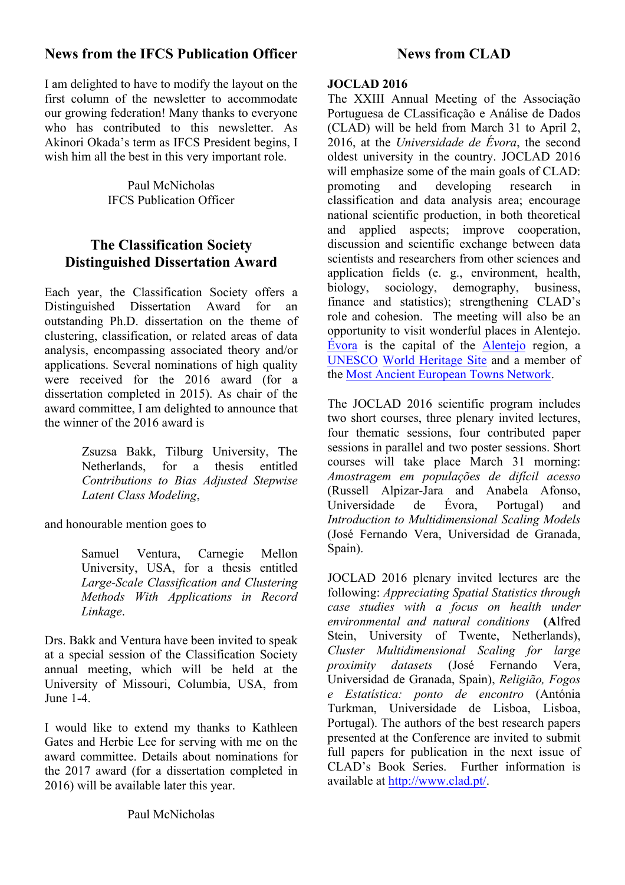## News from the IFCS Publication Officer

I am delighted to have to modify the layout on the first column of the newsletter to accommodate our growing federation! Many thanks to everyone who has contributed to this newsletter. As Akinori Okada's term as IFCS President begins, I wish him all the best in this very important role.

Paul McNicholas
IFCS Publication Officer

## The Classification Society Distinguished Dissertation Award

Each year, the Classification Society offers a Distinguished Dissertation Award for an outstanding Ph.D. dissertation on the theme of clustering, classification, or related areas of data analysis, encompassing associated theory and/or applications. Several nominations of high quality were received for the 2016 award (for a dissertation completed in 2015). As chair of the award committee, I am delighted to announce that the winner of the 2016 award is

> Zsuzsa Bakk, Tilburg University, The Netherlands, for a thesis entitled *Contributions to Bias Adjusted Stepwise Latent Class Modeling*,

and honourable mention goes to

> Samuel Ventura, Carnegie Mellon University, USA, for a thesis entitled *Large-Scale Classification and Clustering Methods With Applications in Record Linkage*.

Drs. Bakk and Ventura have been invited to speak at a special session of the Classification Society annual meeting, which will be held at the University of Missouri, Columbia, USA, from June 1-4.

I would like to extend my thanks to Kathleen Gates and Herbie Lee for serving with me on the award committee. Details about nominations for the 2017 award (for a dissertation completed in 2016) will be available later this year.

Paul McNicholas

## News from CLAD

**JOCLAD 2016**

The XXIII Annual Meeting of the Associação Portuguesa de CLassificação e Análise de Dados (CLAD) will be held from March 31 to April 2, 2016, at the *Universidade de Évora*, the second oldest university in the country. JOCLAD 2016 will emphasize some of the main goals of CLAD: promoting and developing research in classification and data analysis area; encourage national scientific production, in both theoretical and applied aspects; improve cooperation, discussion and scientific exchange between data scientists and researchers from other sciences and application fields (e. g., environment, health, biology, sociology, demography, business, finance and statistics); strengthening CLAD's role and cohesion. The meeting will also be an opportunity to visit wonderful places in Alentejo. Évora is the capital of the Alentejo region, a UNESCO World Heritage Site and a member of the Most Ancient European Towns Network.

The JOCLAD 2016 scientific program includes two short courses, three plenary invited lectures, four thematic sessions, four contributed paper sessions in parallel and two poster sessions. Short courses will take place March 31 morning: *Amostragem em populações de difícil acesso* (Russell Alpizar-Jara and Anabela Afonso, Universidade de Évora, Portugal) and *Introduction to Multidimensional Scaling Models* (José Fernando Vera, Universidad de Granada, Spain).

JOCLAD 2016 plenary invited lectures are the following: *Appreciating Spatial Statistics through case studies with a focus on health under environmental and natural conditions* (**A**lfred Stein, University of Twente, Netherlands), *Cluster Multidimensional Scaling for large proximity datasets* (José Fernando Vera, Universidad de Granada, Spain), *Religião, Fogos e Estatística: ponto de encontro* (Antónia Turkman, Universidade de Lisboa, Lisboa, Portugal). The authors of the best research papers presented at the Conference are invited to submit full papers for publication in the next issue of CLAD's Book Series. Further information is available at http://www.clad.pt/.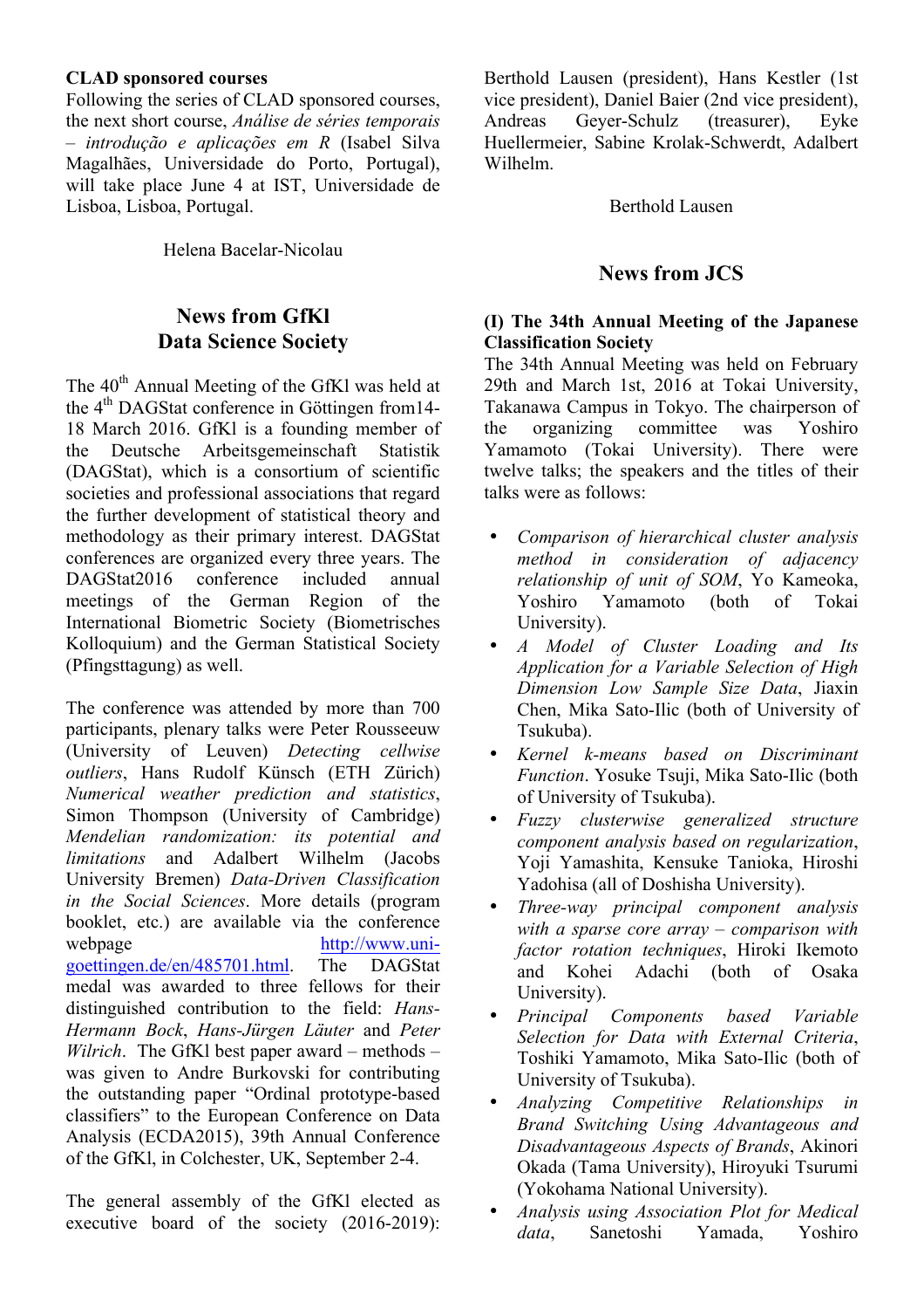**CLAD sponsored courses**

Following the series of CLAD sponsored courses, the next short course, *Análise de séries temporais – introdução e aplicações em R* (Isabel Silva Magalhães, Universidade do Porto, Portugal), will take place June 4 at IST, Universidade de Lisboa, Lisboa, Portugal.

Helena Bacelar-Nicolau

## News from GfKl Data Science Society

The 40th Annual Meeting of the GfKl was held at the 4th DAGStat conference in Göttingen from14-18 March 2016. GfKl is a founding member of the Deutsche Arbeitsgemeinschaft Statistik (DAGStat), which is a consortium of scientific societies and professional associations that regard the further development of statistical theory and methodology as their primary interest. DAGStat conferences are organized every three years. The DAGStat2016 conference included annual meetings of the German Region of the International Biometric Society (Biometrisches Kolloquium) and the German Statistical Society (Pfingsttagung) as well.

The conference was attended by more than 700 participants, plenary talks were Peter Rousseeuw (University of Leuven) *Detecting cellwise outliers*, Hans Rudolf Künsch (ETH Zürich) *Numerical weather prediction and statistics*, Simon Thompson (University of Cambridge) *Mendelian randomization: its potential and limitations* and Adalbert Wilhelm (Jacobs University Bremen) *Data-Driven Classification in the Social Sciences*. More details (program booklet, etc.) are available via the conference webpage http://www.uni-goettingen.de/en/485701.html. The DAGStat medal was awarded to three fellows for their distinguished contribution to the field: *Hans-Hermann Bock*, *Hans-Jürgen Läuter* and *Peter Wilrich*. The GfKl best paper award – methods – was given to Andre Burkovski for contributing the outstanding paper "Ordinal prototype-based classifiers" to the European Conference on Data Analysis (ECDA2015), 39th Annual Conference of the GfKl, in Colchester, UK, September 2-4.

The general assembly of the GfKl elected as executive board of the society (2016-2019): Berthold Lausen (president), Hans Kestler (1st vice president), Daniel Baier (2nd vice president), Andreas Geyer-Schulz (treasurer), Eyke Huellermeier, Sabine Krolak-Schwerdt, Adalbert Wilhelm.

Berthold Lausen

## News from JCS

**(I) The 34th Annual Meeting of the Japanese Classification Society**

The 34th Annual Meeting was held on February 29th and March 1st, 2016 at Tokai University, Takanawa Campus in Tokyo. The chairperson of the organizing committee was Yoshiro Yamamoto (Tokai University). There were twelve talks; the speakers and the titles of their talks were as follows:

- *Comparison of hierarchical cluster analysis method in consideration of adjacency relationship of unit of SOM*, Yo Kameoka, Yoshiro Yamamoto (both of Tokai University).
- *A Model of Cluster Loading and Its Application for a Variable Selection of High Dimension Low Sample Size Data*, Jiaxin Chen, Mika Sato-Ilic (both of University of Tsukuba).
- *Kernel k-means based on Discriminant Function*. Yosuke Tsuji, Mika Sato-Ilic (both of University of Tsukuba).
- *Fuzzy clusterwise generalized structure component analysis based on regularization*, Yoji Yamashita, Kensuke Tanioka, Hiroshi Yadohisa (all of Doshisha University).
- *Three-way principal component analysis with a sparse core array – comparison with factor rotation techniques*, Hiroki Ikemoto and Kohei Adachi (both of Osaka University).
- *Principal Components based Variable Selection for Data with External Criteria*, Toshiki Yamamoto, Mika Sato-Ilic (both of University of Tsukuba).
- *Analyzing Competitive Relationships in Brand Switching Using Advantageous and Disadvantageous Aspects of Brands*, Akinori Okada (Tama University), Hiroyuki Tsurumi (Yokohama National University).
- *Analysis using Association Plot for Medical data*, Sanetoshi Yamada, Yoshiro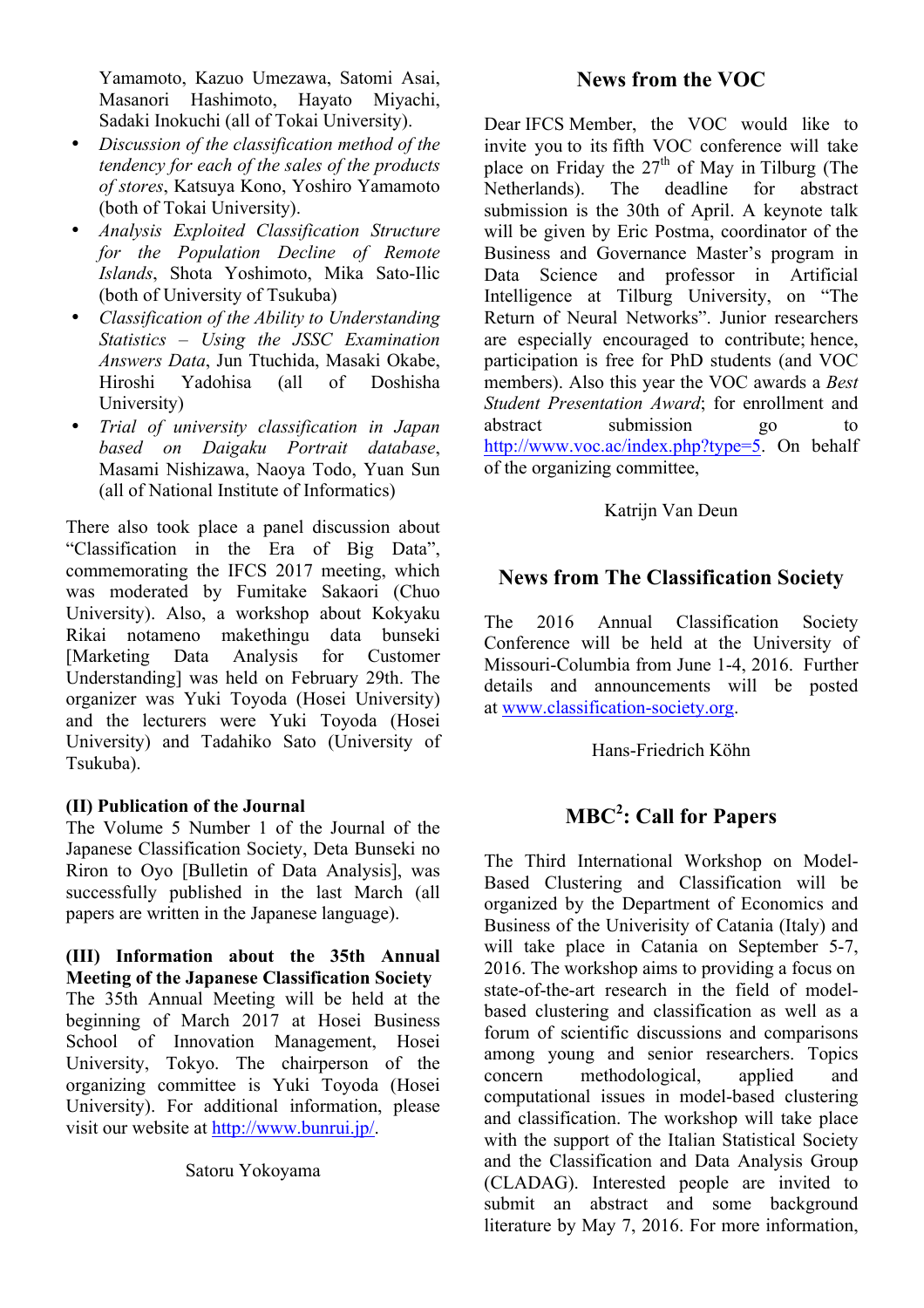Yamamoto, Kazuo Umezawa, Satomi Asai, Masanori Hashimoto, Hayato Miyachi, Sadaki Inokuchi (all of Tokai University).

- *Discussion of the classification method of the tendency for each of the sales of the products of stores*, Katsuya Kono, Yoshiro Yamamoto (both of Tokai University).
- *Analysis Exploited Classification Structure for the Population Decline of Remote Islands*, Shota Yoshimoto, Mika Sato-Ilic (both of University of Tsukuba)
- *Classification of the Ability to Understanding Statistics – Using the JSSC Examination Answers Data*, Jun Ttuchida, Masaki Okabe, Hiroshi Yadohisa (all of Doshisha University)
- *Trial of university classification in Japan based on Daigaku Portrait database*, Masami Nishizawa, Naoya Todo, Yuan Sun (all of National Institute of Informatics)

There also took place a panel discussion about "Classification in the Era of Big Data", commemorating the IFCS 2017 meeting, which was moderated by Fumitake Sakaori (Chuo University). Also, a workshop about Kokyaku Rikai notameno makethingu data bunseki [Marketing Data Analysis for Customer Understanding] was held on February 29th. The organizer was Yuki Toyoda (Hosei University) and the lecturers were Yuki Toyoda (Hosei University) and Tadahiko Sato (University of Tsukuba).

**(II) Publication of the Journal**

The Volume 5 Number 1 of the Journal of the Japanese Classification Society, Deta Bunseki no Riron to Oyo [Bulletin of Data Analysis], was successfully published in the last March (all papers are written in the Japanese language).

**(III) Information about the 35th Annual Meeting of the Japanese Classification Society**

The 35th Annual Meeting will be held at the beginning of March 2017 at Hosei Business School of Innovation Management, Hosei University, Tokyo. The chairperson of the organizing committee is Yuki Toyoda (Hosei University). For additional information, please visit our website at http://www.bunrui.jp/.

Satoru Yokoyama

## News from the VOC

Dear IFCS Member, the VOC would like to invite you to its fifth VOC conference will take place on Friday the 27th of May in Tilburg (The Netherlands). The deadline for abstract submission is the 30th of April. A keynote talk will be given by Eric Postma, coordinator of the Business and Governance Master's program in Data Science and professor in Artificial Intelligence at Tilburg University, on "The Return of Neural Networks". Junior researchers are especially encouraged to contribute; hence, participation is free for PhD students (and VOC members). Also this year the VOC awards a *Best Student Presentation Award*; for enrollment and abstract submission go to http://www.voc.ac/index.php?type=5. On behalf of the organizing committee,

Katrijn Van Deun

## News from The Classification Society

The 2016 Annual Classification Society Conference will be held at the University of Missouri-Columbia from June 1-4, 2016. Further details and announcements will be posted at www.classification-society.org.

Hans-Friedrich Köhn

## MBC$^2$: Call for Papers

The Third International Workshop on Model-Based Clustering and Classification will be organized by the Department of Economics and Business of the Univerisity of Catania (Italy) and will take place in Catania on September 5-7, 2016. The workshop aims to providing a focus on state-of-the-art research in the field of model-based clustering and classification as well as a forum of scientific discussions and comparisons among young and senior researchers. Topics concern methodological, applied and computational issues in model-based clustering and classification. The workshop will take place with the support of the Italian Statistical Society and the Classification and Data Analysis Group (CLADAG). Interested people are invited to submit an abstract and some background literature by May 7, 2016. For more information,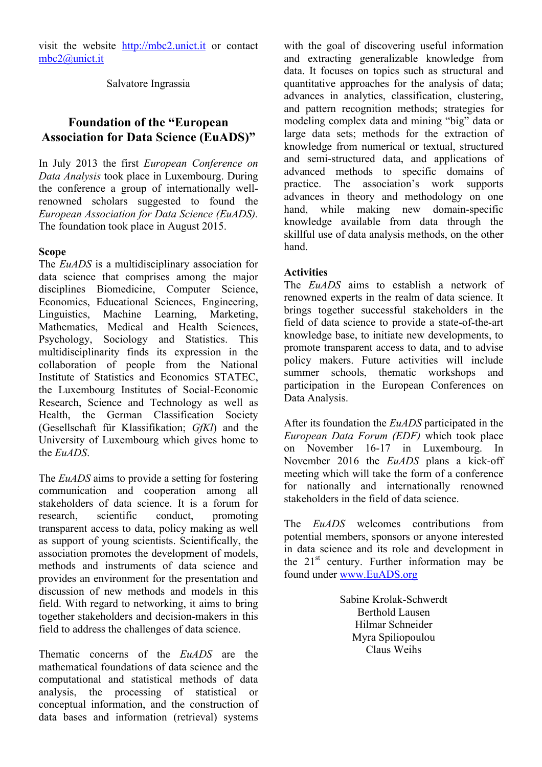visit the website http://mbc2.unict.it or contact mbc2@unict.it

Salvatore Ingrassia

## Foundation of the "European Association for Data Science (EuADS)"

In July 2013 the first *European Conference on Data Analysis* took place in Luxembourg. During the conference a group of internationally well-renowned scholars suggested to found the *European Association for Data Science (EuADS).* The foundation took place in August 2015.

**Scope**

The *EuADS* is a multidisciplinary association for data science that comprises among the major disciplines Biomedicine, Computer Science, Economics, Educational Sciences, Engineering, Linguistics, Machine Learning, Marketing, Mathematics, Medical and Health Sciences, Psychology, Sociology and Statistics. This multidisciplinarity finds its expression in the collaboration of people from the National Institute of Statistics and Economics STATEC, the Luxembourg Institutes of Social-Economic Research, Science and Technology as well as Health, the German Classification Society (Gesellschaft für Klassifikation; *GfKl*) and the University of Luxembourg which gives home to the *EuADS*.

The *EuADS* aims to provide a setting for fostering communication and cooperation among all stakeholders of data science. It is a forum for research, scientific conduct, promoting transparent access to data, policy making as well as support of young scientists. Scientifically, the association promotes the development of models, methods and instruments of data science and provides an environment for the presentation and discussion of new methods and models in this field. With regard to networking, it aims to bring together stakeholders and decision-makers in this field to address the challenges of data science.

Thematic concerns of the *EuADS* are the mathematical foundations of data science and the computational and statistical methods of data analysis, the processing of statistical or conceptual information, and the construction of data bases and information (retrieval) systems with the goal of discovering useful information and extracting generalizable knowledge from data. It focuses on topics such as structural and quantitative approaches for the analysis of data; advances in analytics, classification, clustering, and pattern recognition methods; strategies for modeling complex data and mining "big" data or large data sets; methods for the extraction of knowledge from numerical or textual, structured and semi-structured data, and applications of advanced methods to specific domains of practice. The association's work supports advances in theory and methodology on one hand, while making new domain-specific knowledge available from data through the skillful use of data analysis methods, on the other hand.

**Activities**

The *EuADS* aims to establish a network of renowned experts in the realm of data science. It brings together successful stakeholders in the field of data science to provide a state-of-the-art knowledge base, to initiate new developments, to promote transparent access to data, and to advise policy makers. Future activities will include summer schools, thematic workshops and participation in the European Conferences on Data Analysis.

After its foundation the *EuADS* participated in the *European Data Forum (EDF)* which took place on November 16-17 in Luxembourg. In November 2016 the *EuADS* plans a kick-off meeting which will take the form of a conference for nationally and internationally renowned stakeholders in the field of data science.

The *EuADS* welcomes contributions from potential members, sponsors or anyone interested in data science and its role and development in the 21st century. Further information may be found under www.EuADS.org

Sabine Krolak-Schwerdt
Berthold Lausen
Hilmar Schneider
Myra Spiliopoulou
Claus Weihs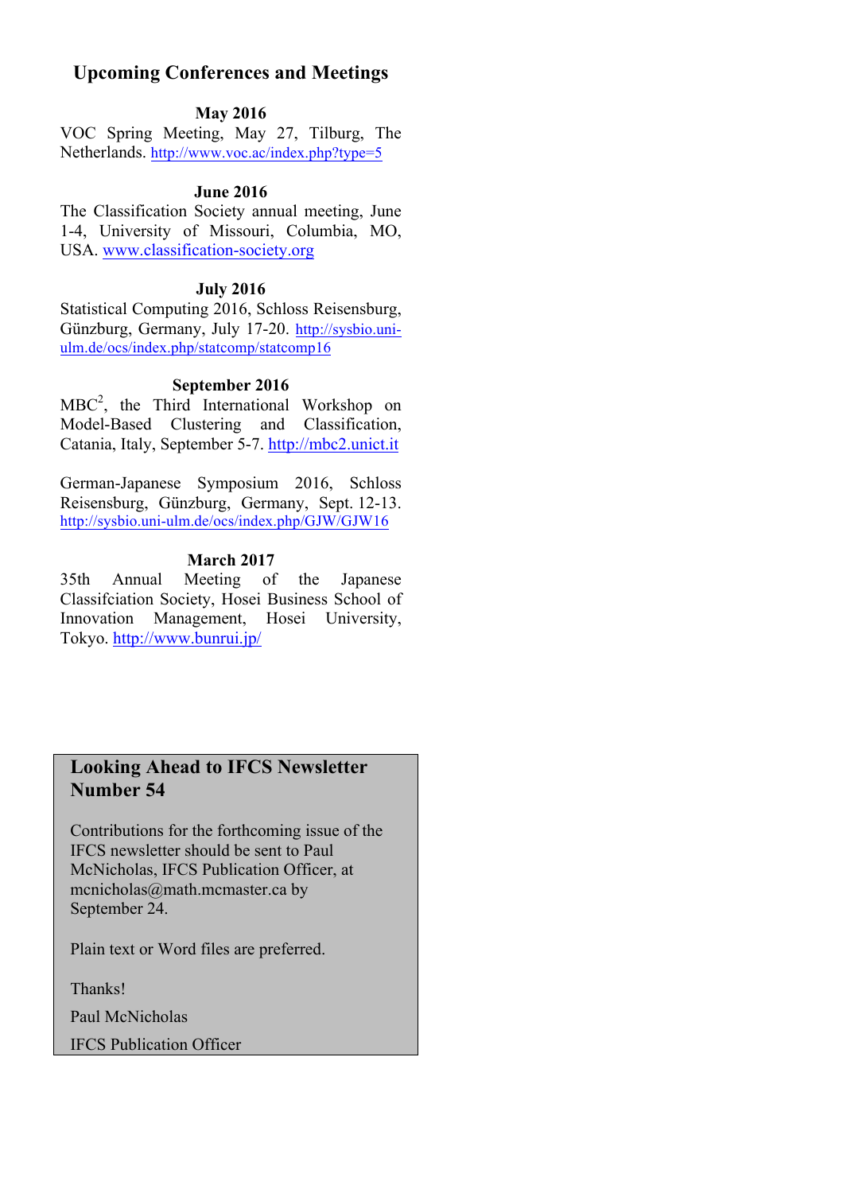## Upcoming Conferences and Meetings

**May 2016**

VOC Spring Meeting, May 27, Tilburg, The Netherlands. http://www.voc.ac/index.php?type=5

**June 2016**

The Classification Society annual meeting, June 1-4, University of Missouri, Columbia, MO, USA. www.classification-society.org

**July 2016**

Statistical Computing 2016, Schloss Reisensburg, Günzburg, Germany, July 17-20. http://sysbio.uni-ulm.de/ocs/index.php/statcomp/statcomp16

**September 2016**

$MBC^2$, the Third International Workshop on Model-Based Clustering and Classification, Catania, Italy, September 5-7. http://mbc2.unict.it

German-Japanese Symposium 2016, Schloss Reisensburg, Günzburg, Germany, Sept. 12-13. http://sysbio.uni-ulm.de/ocs/index.php/GJW/GJW16

**March 2017**

35th Annual Meeting of the Japanese Classifciation Society, Hosei Business School of Innovation Management, Hosei University, Tokyo. http://www.bunrui.jp/

## Looking Ahead to IFCS Newsletter Number 54

Contributions for the forthcoming issue of the IFCS newsletter should be sent to Paul McNicholas, IFCS Publication Officer, at mcnicholas@math.mcmaster.ca by September 24.

Plain text or Word files are preferred.

Thanks!

Paul McNicholas

IFCS Publication Officer